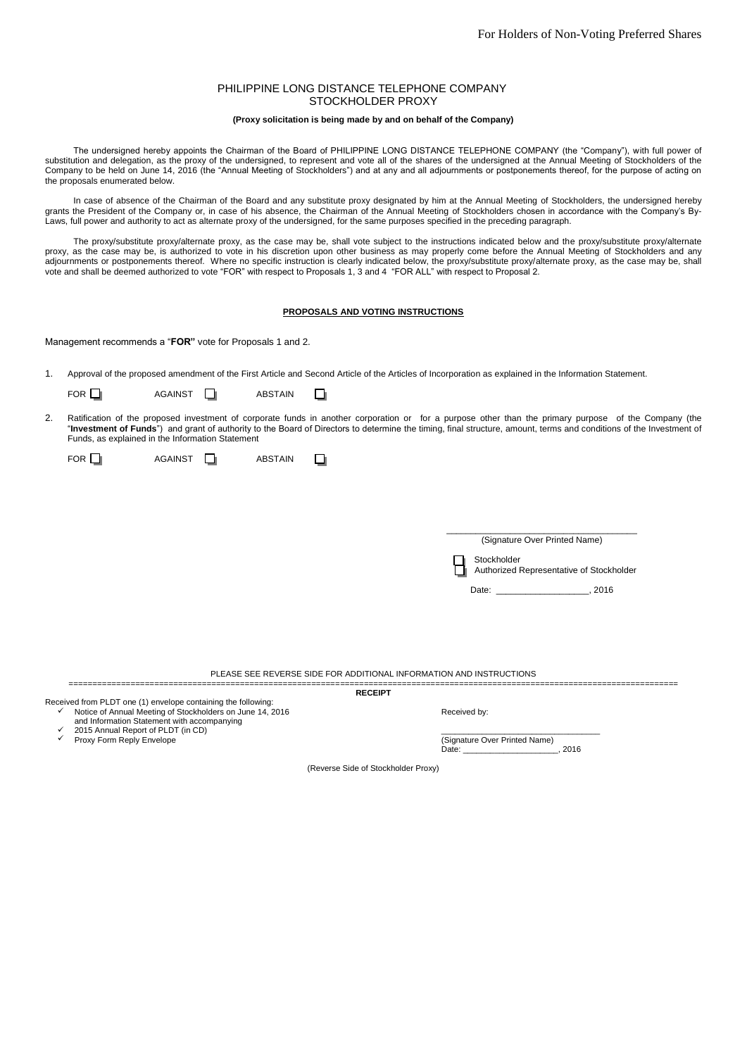For Holders of Non-Voting Preferred Shares

# PHILIPPINE LONG DISTANCE TELEPHONE COMPANY
## STOCKHOLDER PROXY

**(Proxy solicitation is being made by and on behalf of the Company)**

The undersigned hereby appoints the Chairman of the Board of PHILIPPINE LONG DISTANCE TELEPHONE COMPANY (the "Company"), with full power of substitution and delegation, as the proxy of the undersigned, to represent and vote all of the shares of the undersigned at the Annual Meeting of Stockholders of the Company to be held on June 14, 2016 (the "Annual Meeting of Stockholders") and at any and all adjournments or postponements thereof, for the purpose of acting on the proposals enumerated below.

In case of absence of the Chairman of the Board and any substitute proxy designated by him at the Annual Meeting of Stockholders, the undersigned hereby grants the President of the Company or, in case of his absence, the Chairman of the Annual Meeting of Stockholders chosen in accordance with the Company's By-Laws, full power and authority to act as alternate proxy of the undersigned, for the same purposes specified in the preceding paragraph.

The proxy/substitute proxy/alternate proxy, as the case may be, shall vote subject to the instructions indicated below and the proxy/substitute proxy/alternate proxy, as the case may be, is authorized to vote in his discretion upon other business as may properly come before the Annual Meeting of Stockholders and any adjournments or postponements thereof. Where no specific instruction is clearly indicated below, the proxy/substitute proxy/alternate proxy, as the case may be, shall vote and shall be deemed authorized to vote "FOR" with respect to Proposals 1, 3 and 4 "FOR ALL" with respect to Proposal 2.

**PROPOSALS AND VOTING INSTRUCTIONS**

Management recommends a "**FOR"** vote for Proposals 1 and 2.

1. Approval of the proposed amendment of the First Article and Second Article of the Articles of Incorporation as explained in the Information Statement.

   FOR ☐ AGAINST ☐ ABSTAIN ☐

2. Ratification of the proposed investment of corporate funds in another corporation or for a purpose other than the primary purpose of the Company (the "**Investment of Funds**") and grant of authority to the Board of Directors to determine the timing, final structure, amount, terms and conditions of the Investment of Funds, as explained in the Information Statement

   FOR ☐ AGAINST ☐ ABSTAIN ☐

\_\_\_\_\_\_\_\_\_\_\_\_\_\_\_\_\_\_\_\_\_\_\_\_\_\_\_\_\_\_\_\_\_\_\_\_\_\_
(Signature Over Printed Name)

☐ Stockholder
☐ Authorized Representative of Stockholder

Date: \_\_\_\_\_\_\_\_\_\_\_\_\_\_\_\_\_\_\_, 2016

PLEASE SEE REVERSE SIDE FOR ADDITIONAL INFORMATION AND INSTRUCTIONS

**RECEIPT**

Received from PLDT one (1) envelope containing the following:

- ✓ Notice of Annual Meeting of Stockholders on June 14, 2016 and Information Statement with accompanying
- ✓ 2015 Annual Report of PLDT (in CD)
- ✓ Proxy Form Reply Envelope

Received by:

\_\_\_\_\_\_\_\_\_\_\_\_\_\_\_\_\_\_\_\_\_\_\_\_\_\_\_\_\_\_\_\_\_\_
(Signature Over Printed Name)
Date: \_\_\_\_\_\_\_\_\_\_\_\_\_\_\_\_\_\_\_\_\_, 2016

(Reverse Side of Stockholder Proxy)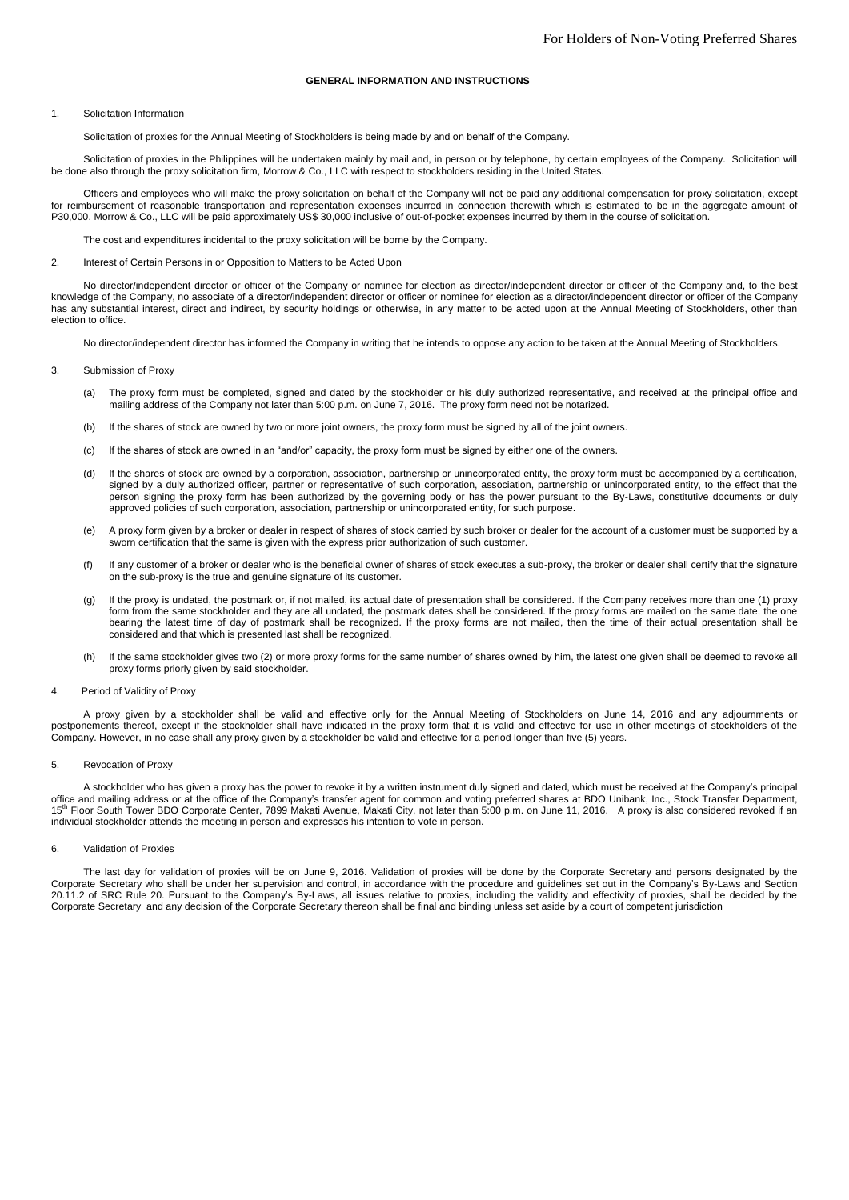For Holders of Non-Voting Preferred Shares

**GENERAL INFORMATION AND INSTRUCTIONS**

1. Solicitation Information

Solicitation of proxies for the Annual Meeting of Stockholders is being made by and on behalf of the Company.

Solicitation of proxies in the Philippines will be undertaken mainly by mail and, in person or by telephone, by certain employees of the Company. Solicitation will be done also through the proxy solicitation firm, Morrow & Co., LLC with respect to stockholders residing in the United States.

Officers and employees who will make the proxy solicitation on behalf of the Company will not be paid any additional compensation for proxy solicitation, except for reimbursement of reasonable transportation and representation expenses incurred in connection therewith which is estimated to be in the aggregate amount of P30,000. Morrow & Co., LLC will be paid approximately US$ 30,000 inclusive of out-of-pocket expenses incurred by them in the course of solicitation.

The cost and expenditures incidental to the proxy solicitation will be borne by the Company.

2. Interest of Certain Persons in or Opposition to Matters to be Acted Upon

No director/independent director or officer of the Company or nominee for election as director/independent director or officer of the Company and, to the best knowledge of the Company, no associate of a director/independent director or officer or nominee for election as a director/independent director or officer of the Company has any substantial interest, direct and indirect, by security holdings or otherwise, in any matter to be acted upon at the Annual Meeting of Stockholders, other than election to office.

No director/independent director has informed the Company in writing that he intends to oppose any action to be taken at the Annual Meeting of Stockholders.

3. Submission of Proxy

(a) The proxy form must be completed, signed and dated by the stockholder or his duly authorized representative, and received at the principal office and mailing address of the Company not later than 5:00 p.m. on June 7, 2016. The proxy form need not be notarized.

(b) If the shares of stock are owned by two or more joint owners, the proxy form must be signed by all of the joint owners.

(c) If the shares of stock are owned in an "and/or" capacity, the proxy form must be signed by either one of the owners.

(d) If the shares of stock are owned by a corporation, association, partnership or unincorporated entity, the proxy form must be accompanied by a certification, signed by a duly authorized officer, partner or representative of such corporation, association, partnership or unincorporated entity, to the effect that the person signing the proxy form has been authorized by the governing body or has the power pursuant to the By-Laws, constitutive documents or duly approved policies of such corporation, association, partnership or unincorporated entity, for such purpose.

(e) A proxy form given by a broker or dealer in respect of shares of stock carried by such broker or dealer for the account of a customer must be supported by a sworn certification that the same is given with the express prior authorization of such customer.

(f) If any customer of a broker or dealer who is the beneficial owner of shares of stock executes a sub-proxy, the broker or dealer shall certify that the signature on the sub-proxy is the true and genuine signature of its customer.

(g) If the proxy is undated, the postmark or, if not mailed, its actual date of presentation shall be considered. If the Company receives more than one (1) proxy form from the same stockholder and they are all undated, the postmark dates shall be considered. If the proxy forms are mailed on the same date, the one bearing the latest time of day of postmark shall be recognized. If the proxy forms are not mailed, then the time of their actual presentation shall be considered and that which is presented last shall be recognized.

(h) If the same stockholder gives two (2) or more proxy forms for the same number of shares owned by him, the latest one given shall be deemed to revoke all proxy forms priorly given by said stockholder.

4. Period of Validity of Proxy

A proxy given by a stockholder shall be valid and effective only for the Annual Meeting of Stockholders on June 14, 2016 and any adjournments or postponements thereof, except if the stockholder shall have indicated in the proxy form that it is valid and effective for use in other meetings of stockholders of the Company. However, in no case shall any proxy given by a stockholder be valid and effective for a period longer than five (5) years.

5. Revocation of Proxy

A stockholder who has given a proxy has the power to revoke it by a written instrument duly signed and dated, which must be received at the Company's principal office and mailing address or at the office of the Company's transfer agent for common and voting preferred shares at BDO Unibank, Inc., Stock Transfer Department, 15th Floor South Tower BDO Corporate Center, 7899 Makati Avenue, Makati City, not later than 5:00 p.m. on June 11, 2016. A proxy is also considered revoked if an individual stockholder attends the meeting in person and expresses his intention to vote in person.

6. Validation of Proxies

The last day for validation of proxies will be on June 9, 2016. Validation of proxies will be done by the Corporate Secretary and persons designated by the Corporate Secretary who shall be under her supervision and control, in accordance with the procedure and guidelines set out in the Company's By-Laws and Section 20.11.2 of SRC Rule 20. Pursuant to the Company's By-Laws, all issues relative to proxies, including the validity and effectivity of proxies, shall be decided by the Corporate Secretary and any decision of the Corporate Secretary thereon shall be final and binding unless set aside by a court of competent jurisdiction